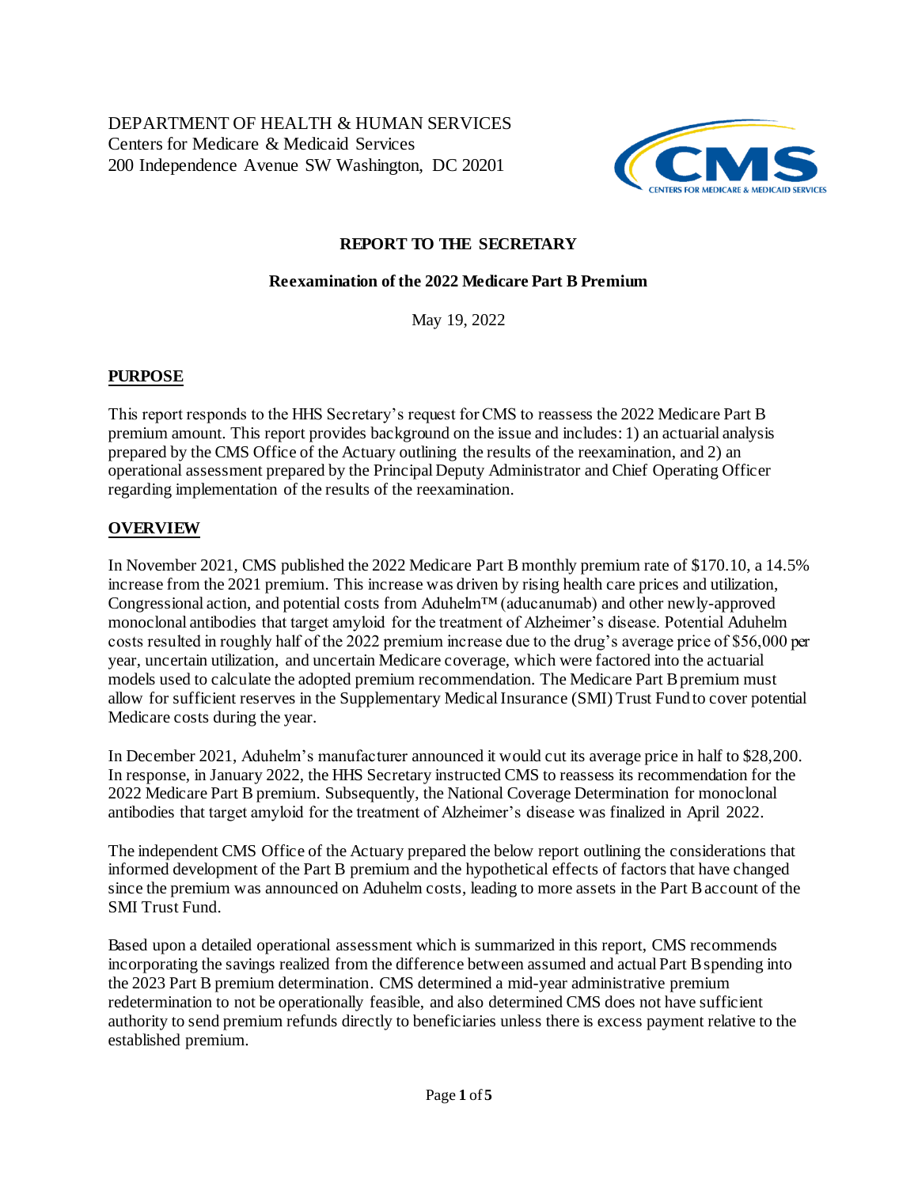DEPARTMENT OF HEALTH & HUMAN SERVICES
Centers for Medicare & Medicaid Services
200 Independence Avenue SW Washington, DC 20201

**REPORT TO THE SECRETARY**

**Reexamination of the 2022 Medicare Part B Premium**

May 19, 2022

## PURPOSE

This report responds to the HHS Secretary's request for CMS to reassess the 2022 Medicare Part B premium amount. This report provides background on the issue and includes: 1) an actuarial analysis prepared by the CMS Office of the Actuary outlining the results of the reexamination, and 2) an operational assessment prepared by the Principal Deputy Administrator and Chief Operating Officer regarding implementation of the results of the reexamination.

## OVERVIEW

In November 2021, CMS published the 2022 Medicare Part B monthly premium rate of $170.10, a 14.5% increase from the 2021 premium. This increase was driven by rising health care prices and utilization, Congressional action, and potential costs from Aduhelm™ (aducanumab) and other newly-approved monoclonal antibodies that target amyloid for the treatment of Alzheimer's disease. Potential Aduhelm costs resulted in roughly half of the 2022 premium increase due to the drug's average price of $56,000 per year, uncertain utilization, and uncertain Medicare coverage, which were factored into the actuarial models used to calculate the adopted premium recommendation. The Medicare Part B premium must allow for sufficient reserves in the Supplementary Medical Insurance (SMI) Trust Fund to cover potential Medicare costs during the year.

In December 2021, Aduhelm's manufacturer announced it would cut its average price in half to $28,200. In response, in January 2022, the HHS Secretary instructed CMS to reassess its recommendation for the 2022 Medicare Part B premium. Subsequently, the National Coverage Determination for monoclonal antibodies that target amyloid for the treatment of Alzheimer's disease was finalized in April 2022.

The independent CMS Office of the Actuary prepared the below report outlining the considerations that informed development of the Part B premium and the hypothetical effects of factors that have changed since the premium was announced on Aduhelm costs, leading to more assets in the Part B account of the SMI Trust Fund.

Based upon a detailed operational assessment which is summarized in this report, CMS recommends incorporating the savings realized from the difference between assumed and actual Part B spending into the 2023 Part B premium determination. CMS determined a mid-year administrative premium redetermination to not be operationally feasible, and also determined CMS does not have sufficient authority to send premium refunds directly to beneficiaries unless there is excess payment relative to the established premium.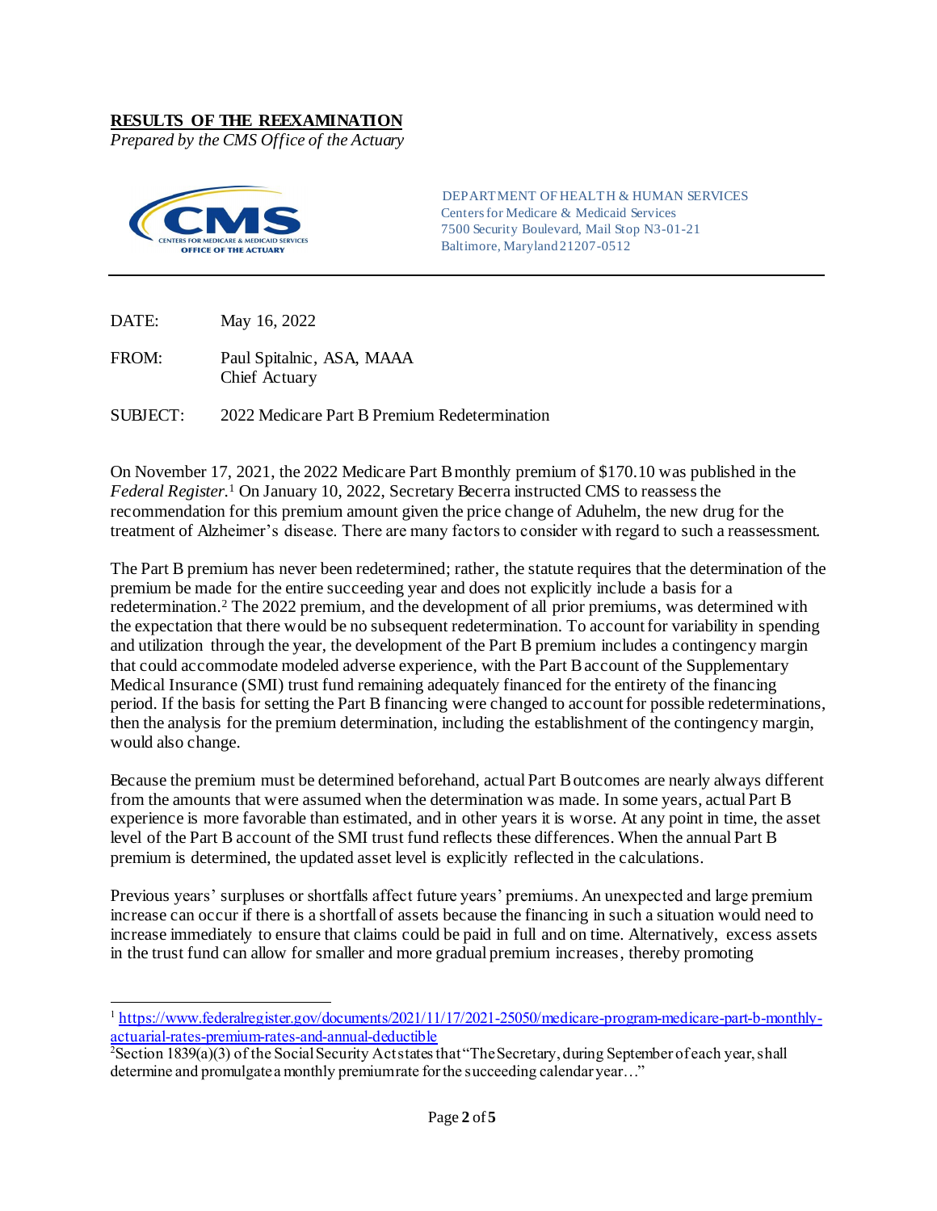**RESULTS OF THE REEXAMINATION**

*Prepared by the CMS Office of the Actuary*

DEPARTMENT OF HEALTH & HUMAN SERVICES
Centers for Medicare & Medicaid Services
7500 Security Boulevard, Mail Stop N3-01-21
Baltimore, Maryland 21207-0512

---

DATE: May 16, 2022

FROM: Paul Spitalnic, ASA, MAAA
Chief Actuary

SUBJECT: 2022 Medicare Part B Premium Redetermination

On November 17, 2021, the 2022 Medicare Part B monthly premium of $170.10 was published in the *Federal Register*.[1] On January 10, 2022, Secretary Becerra instructed CMS to reassess the recommendation for this premium amount given the price change of Aduhelm, the new drug for the treatment of Alzheimer's disease. There are many factors to consider with regard to such a reassessment.

The Part B premium has never been redetermined; rather, the statute requires that the determination of the premium be made for the entire succeeding year and does not explicitly include a basis for a redetermination.[2] The 2022 premium, and the development of all prior premiums, was determined with the expectation that there would be no subsequent redetermination. To account for variability in spending and utilization through the year, the development of the Part B premium includes a contingency margin that could accommodate modeled adverse experience, with the Part B account of the Supplementary Medical Insurance (SMI) trust fund remaining adequately financed for the entirety of the financing period. If the basis for setting the Part B financing were changed to account for possible redeterminations, then the analysis for the premium determination, including the establishment of the contingency margin, would also change.

Because the premium must be determined beforehand, actual Part B outcomes are nearly always different from the amounts that were assumed when the determination was made. In some years, actual Part B experience is more favorable than estimated, and in other years it is worse. At any point in time, the asset level of the Part B account of the SMI trust fund reflects these differences. When the annual Part B premium is determined, the updated asset level is explicitly reflected in the calculations.

Previous years' surpluses or shortfalls affect future years' premiums. An unexpected and large premium increase can occur if there is a shortfall of assets because the financing in such a situation would need to increase immediately to ensure that claims could be paid in full and on time. Alternatively, excess assets in the trust fund can allow for smaller and more gradual premium increases, thereby promoting

---

[1] https://www.federalregister.gov/documents/2021/11/17/2021-25050/medicare-program-medicare-part-b-monthly-actuarial-rates-premium-rates-and-annual-deductible

[2] Section 1839(a)(3) of the Social Security Act states that "The Secretary, during September of each year, shall determine and promulgate a monthly premium rate for the succeeding calendar year…"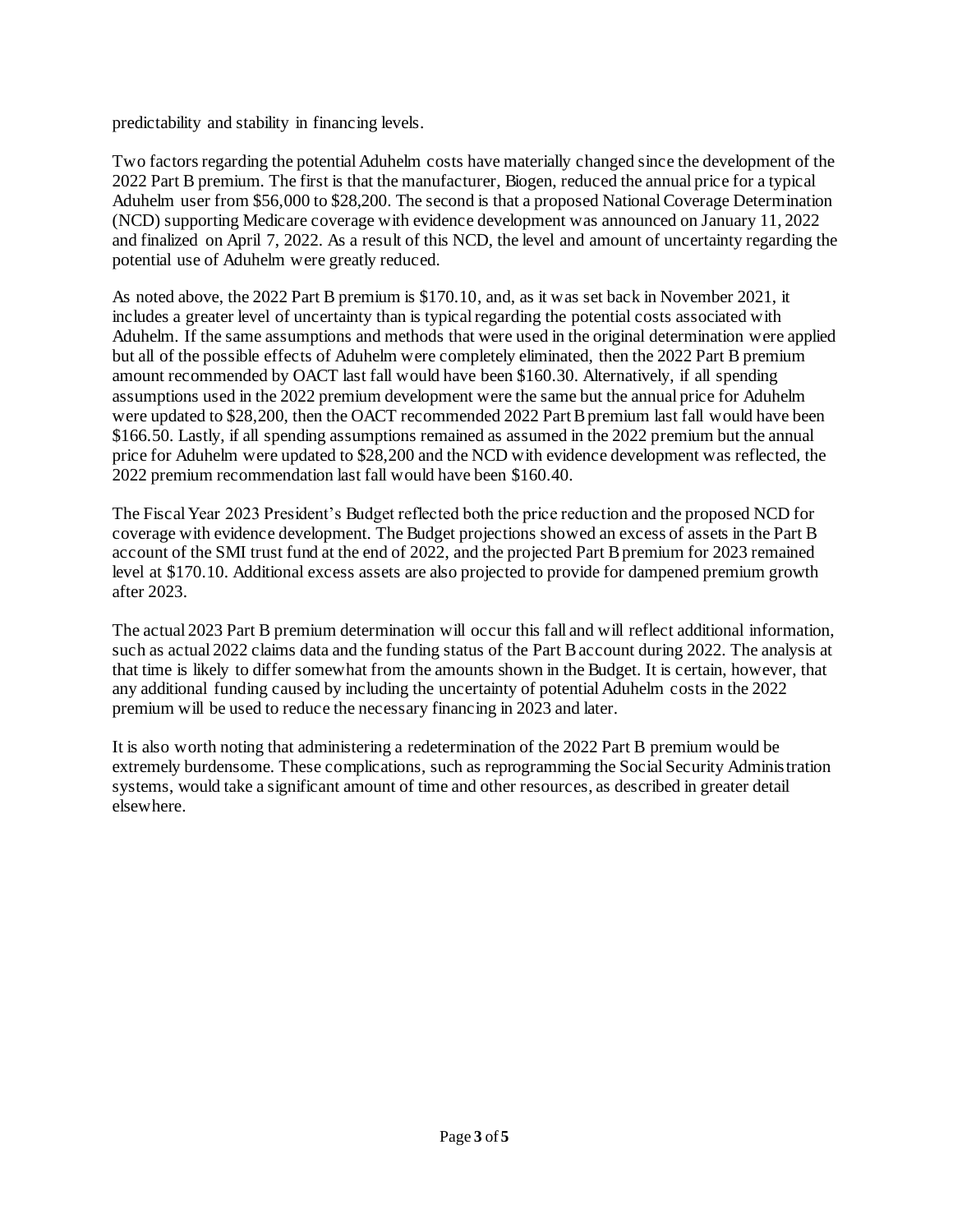predictability and stability in financing levels.

Two factors regarding the potential Aduhelm costs have materially changed since the development of the 2022 Part B premium. The first is that the manufacturer, Biogen, reduced the annual price for a typical Aduhelm user from $56,000 to $28,200. The second is that a proposed National Coverage Determination (NCD) supporting Medicare coverage with evidence development was announced on January 11, 2022 and finalized on April 7, 2022. As a result of this NCD, the level and amount of uncertainty regarding the potential use of Aduhelm were greatly reduced.

As noted above, the 2022 Part B premium is $170.10, and, as it was set back in November 2021, it includes a greater level of uncertainty than is typical regarding the potential costs associated with Aduhelm. If the same assumptions and methods that were used in the original determination were applied but all of the possible effects of Aduhelm were completely eliminated, then the 2022 Part B premium amount recommended by OACT last fall would have been $160.30. Alternatively, if all spending assumptions used in the 2022 premium development were the same but the annual price for Aduhelm were updated to $28,200, then the OACT recommended 2022 Part B premium last fall would have been $166.50. Lastly, if all spending assumptions remained as assumed in the 2022 premium but the annual price for Aduhelm were updated to $28,200 and the NCD with evidence development was reflected, the 2022 premium recommendation last fall would have been $160.40.

The Fiscal Year 2023 President's Budget reflected both the price reduction and the proposed NCD for coverage with evidence development. The Budget projections showed an excess of assets in the Part B account of the SMI trust fund at the end of 2022, and the projected Part B premium for 2023 remained level at $170.10. Additional excess assets are also projected to provide for dampened premium growth after 2023.

The actual 2023 Part B premium determination will occur this fall and will reflect additional information, such as actual 2022 claims data and the funding status of the Part B account during 2022. The analysis at that time is likely to differ somewhat from the amounts shown in the Budget. It is certain, however, that any additional funding caused by including the uncertainty of potential Aduhelm costs in the 2022 premium will be used to reduce the necessary financing in 2023 and later.

It is also worth noting that administering a redetermination of the 2022 Part B premium would be extremely burdensome. These complications, such as reprogramming the Social Security Administration systems, would take a significant amount of time and other resources, as described in greater detail elsewhere.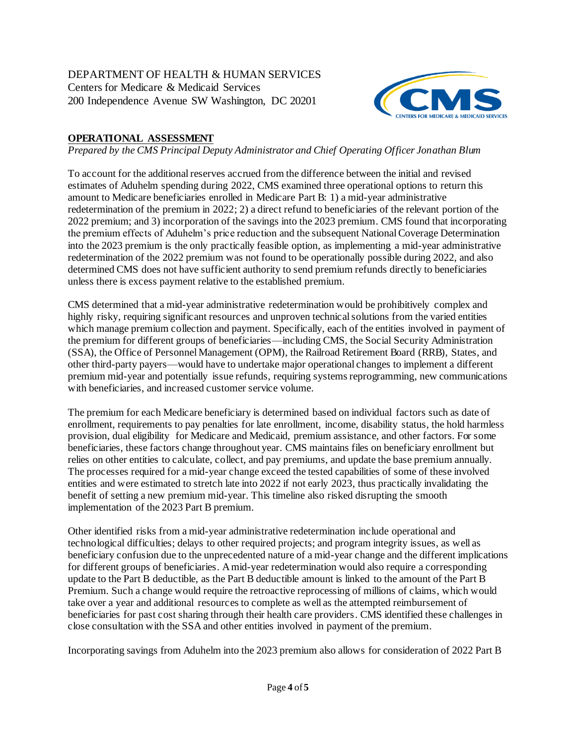DEPARTMENT OF HEALTH & HUMAN SERVICES
Centers for Medicare & Medicaid Services
200 Independence Avenue SW Washington, DC 20201

**OPERATIONAL ASSESSMENT**

*Prepared by the CMS Principal Deputy Administrator and Chief Operating Officer Jonathan Blum*

To account for the additional reserves accrued from the difference between the initial and revised estimates of Aduhelm spending during 2022, CMS examined three operational options to return this amount to Medicare beneficiaries enrolled in Medicare Part B: 1) a mid-year administrative redetermination of the premium in 2022; 2) a direct refund to beneficiaries of the relevant portion of the 2022 premium; and 3) incorporation of the savings into the 2023 premium. CMS found that incorporating the premium effects of Aduhelm's price reduction and the subsequent National Coverage Determination into the 2023 premium is the only practically feasible option, as implementing a mid-year administrative redetermination of the 2022 premium was not found to be operationally possible during 2022, and also determined CMS does not have sufficient authority to send premium refunds directly to beneficiaries unless there is excess payment relative to the established premium.

CMS determined that a mid-year administrative redetermination would be prohibitively complex and highly risky, requiring significant resources and unproven technical solutions from the varied entities which manage premium collection and payment. Specifically, each of the entities involved in payment of the premium for different groups of beneficiaries—including CMS, the Social Security Administration (SSA), the Office of Personnel Management (OPM), the Railroad Retirement Board (RRB), States, and other third-party payers—would have to undertake major operational changes to implement a different premium mid-year and potentially issue refunds, requiring systems reprogramming, new communications with beneficiaries, and increased customer service volume.

The premium for each Medicare beneficiary is determined based on individual factors such as date of enrollment, requirements to pay penalties for late enrollment, income, disability status, the hold harmless provision, dual eligibility for Medicare and Medicaid, premium assistance, and other factors. For some beneficiaries, these factors change throughout year. CMS maintains files on beneficiary enrollment but relies on other entities to calculate, collect, and pay premiums, and update the base premium annually. The processes required for a mid-year change exceed the tested capabilities of some of these involved entities and were estimated to stretch late into 2022 if not early 2023, thus practically invalidating the benefit of setting a new premium mid-year. This timeline also risked disrupting the smooth implementation of the 2023 Part B premium.

Other identified risks from a mid-year administrative redetermination include operational and technological difficulties; delays to other required projects; and program integrity issues, as well as beneficiary confusion due to the unprecedented nature of a mid-year change and the different implications for different groups of beneficiaries. A mid-year redetermination would also require a corresponding update to the Part B deductible, as the Part B deductible amount is linked to the amount of the Part B Premium. Such a change would require the retroactive reprocessing of millions of claims, which would take over a year and additional resources to complete as well as the attempted reimbursement of beneficiaries for past cost sharing through their health care providers. CMS identified these challenges in close consultation with the SSA and other entities involved in payment of the premium.

Incorporating savings from Aduhelm into the 2023 premium also allows for consideration of 2022 Part B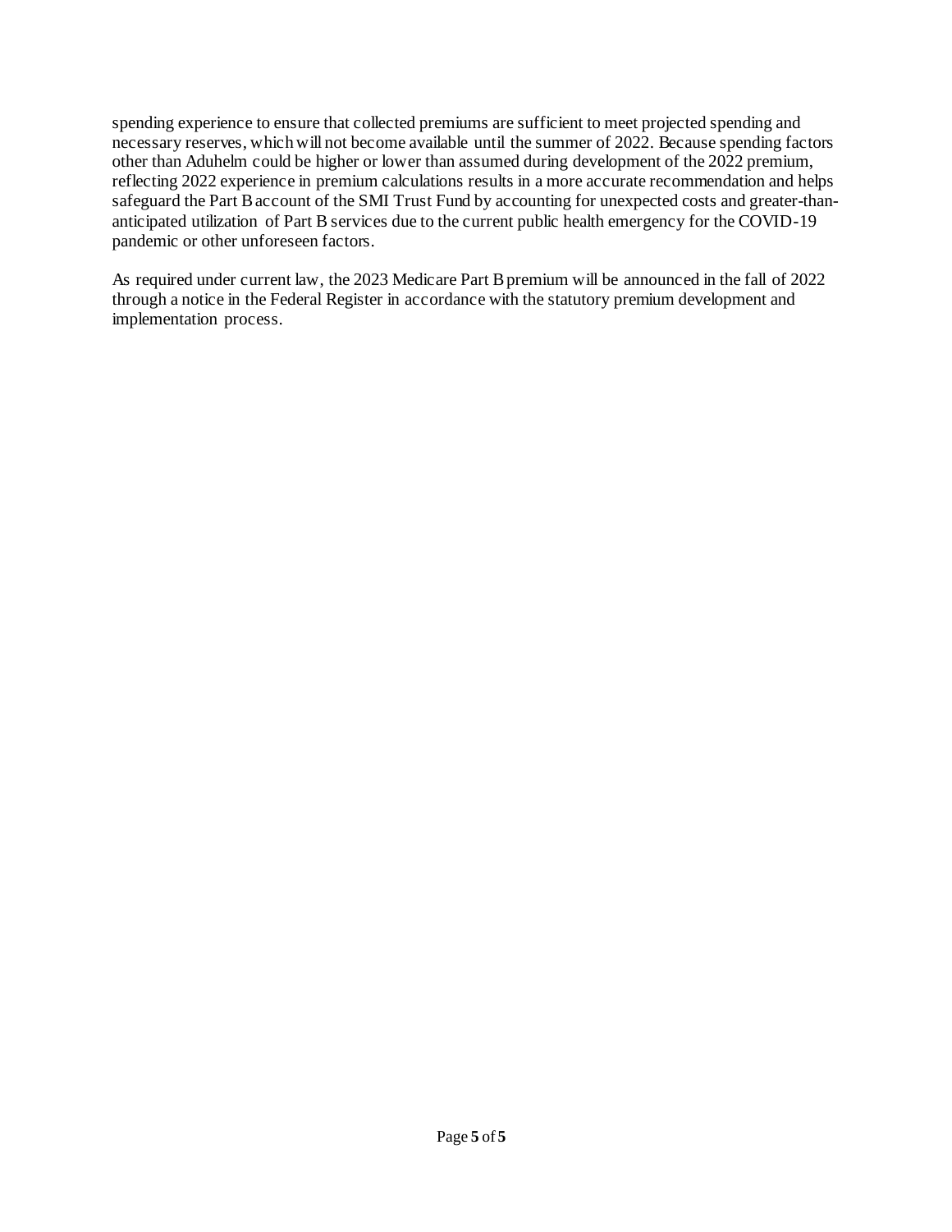spending experience to ensure that collected premiums are sufficient to meet projected spending and necessary reserves, which will not become available until the summer of 2022. Because spending factors other than Aduhelm could be higher or lower than assumed during development of the 2022 premium, reflecting 2022 experience in premium calculations results in a more accurate recommendation and helps safeguard the Part B account of the SMI Trust Fund by accounting for unexpected costs and greater-than-anticipated utilization of Part B services due to the current public health emergency for the COVID-19 pandemic or other unforeseen factors.

As required under current law, the 2023 Medicare Part B premium will be announced in the fall of 2022 through a notice in the Federal Register in accordance with the statutory premium development and implementation process.